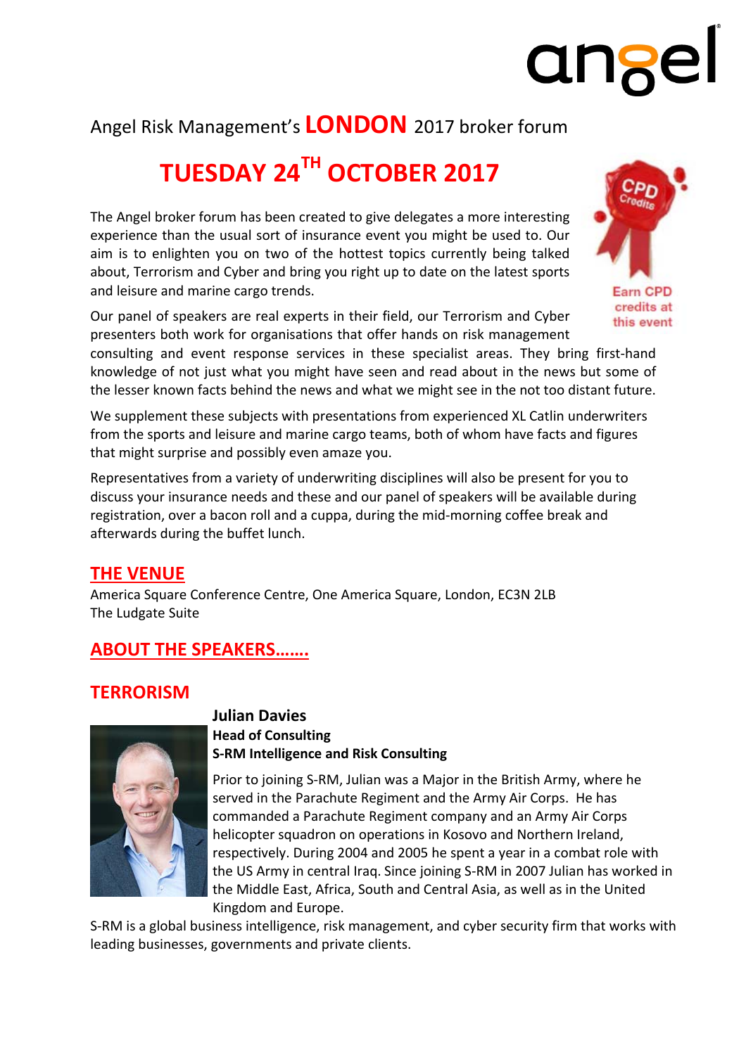angel

Angel Risk Management's **LONDON** 2017 broker forum

# TUESDAY 24TH OCTOBER 2017

The Angel broker forum has been created to give delegates a more interesting experience than the usual sort of insurance event you might be used to. Our aim is to enlighten you on two of the hottest topics currently being talked about, Terrorism and Cyber and bring you right up to date on the latest sports and leisure and marine cargo trends.

Earn CPD credits at this event

Our panel of speakers are real experts in their field, our Terrorism and Cyber presenters both work for organisations that offer hands on risk management consulting and event response services in these specialist areas. They bring first-hand knowledge of not just what you might have seen and read about in the news but some of the lesser known facts behind the news and what we might see in the not too distant future.

We supplement these subjects with presentations from experienced XL Catlin underwriters from the sports and leisure and marine cargo teams, both of whom have facts and figures that might surprise and possibly even amaze you.

Representatives from a variety of underwriting disciplines will also be present for you to discuss your insurance needs and these and our panel of speakers will be available during registration, over a bacon roll and a cuppa, during the mid-morning coffee break and afterwards during the buffet lunch.

## THE VENUE

America Square Conference Centre, One America Square, London, EC3N 2LB
The Ludgate Suite

## ABOUT THE SPEAKERS…….

## TERRORISM

**Julian Davies**
**Head of Consulting**
**S-RM Intelligence and Risk Consulting**

Prior to joining S-RM, Julian was a Major in the British Army, where he served in the Parachute Regiment and the Army Air Corps. He has commanded a Parachute Regiment company and an Army Air Corps helicopter squadron on operations in Kosovo and Northern Ireland, respectively. During 2004 and 2005 he spent a year in a combat role with the US Army in central Iraq. Since joining S-RM in 2007 Julian has worked in the Middle East, Africa, South and Central Asia, as well as in the United Kingdom and Europe.

S-RM is a global business intelligence, risk management, and cyber security firm that works with leading businesses, governments and private clients.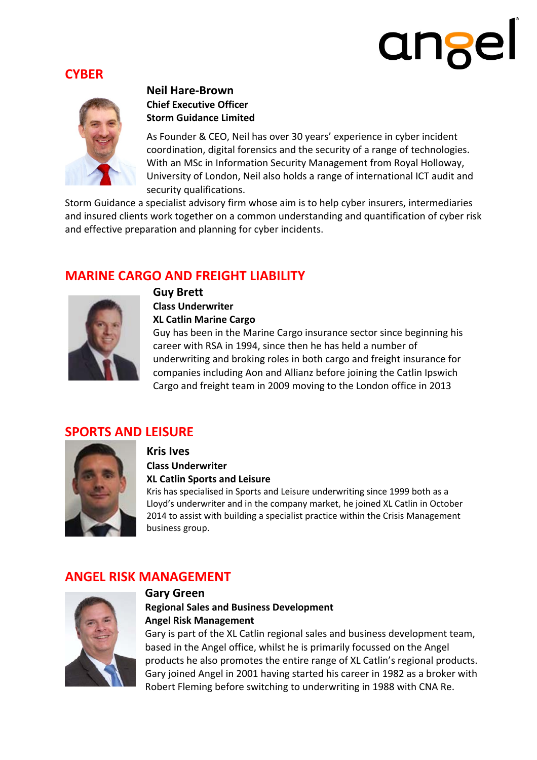## CYBER

**Neil Hare-Brown**
**Chief Executive Officer**
**Storm Guidance Limited**

As Founder & CEO, Neil has over 30 years' experience in cyber incident coordination, digital forensics and the security of a range of technologies. With an MSc in Information Security Management from Royal Holloway, University of London, Neil also holds a range of international ICT audit and security qualifications.

Storm Guidance a specialist advisory firm whose aim is to help cyber insurers, intermediaries and insured clients work together on a common understanding and quantification of cyber risk and effective preparation and planning for cyber incidents.

## MARINE CARGO AND FREIGHT LIABILITY

**Guy Brett**
**Class Underwriter**
**XL Catlin Marine Cargo**

Guy has been in the Marine Cargo insurance sector since beginning his career with RSA in 1994, since then he has held a number of underwriting and broking roles in both cargo and freight insurance for companies including Aon and Allianz before joining the Catlin Ipswich Cargo and freight team in 2009 moving to the London office in 2013

## SPORTS AND LEISURE

**Kris Ives**
**Class Underwriter**
**XL Catlin Sports and Leisure**

Kris has specialised in Sports and Leisure underwriting since 1999 both as a Lloyd's underwriter and in the company market, he joined XL Catlin in October 2014 to assist with building a specialist practice within the Crisis Management business group.

## ANGEL RISK MANAGEMENT

**Gary Green**
**Regional Sales and Business Development**
**Angel Risk Management**

Gary is part of the XL Catlin regional sales and business development team, based in the Angel office, whilst he is primarily focussed on the Angel products he also promotes the entire range of XL Catlin's regional products. Gary joined Angel in 2001 having started his career in 1982 as a broker with Robert Fleming before switching to underwriting in 1988 with CNA Re.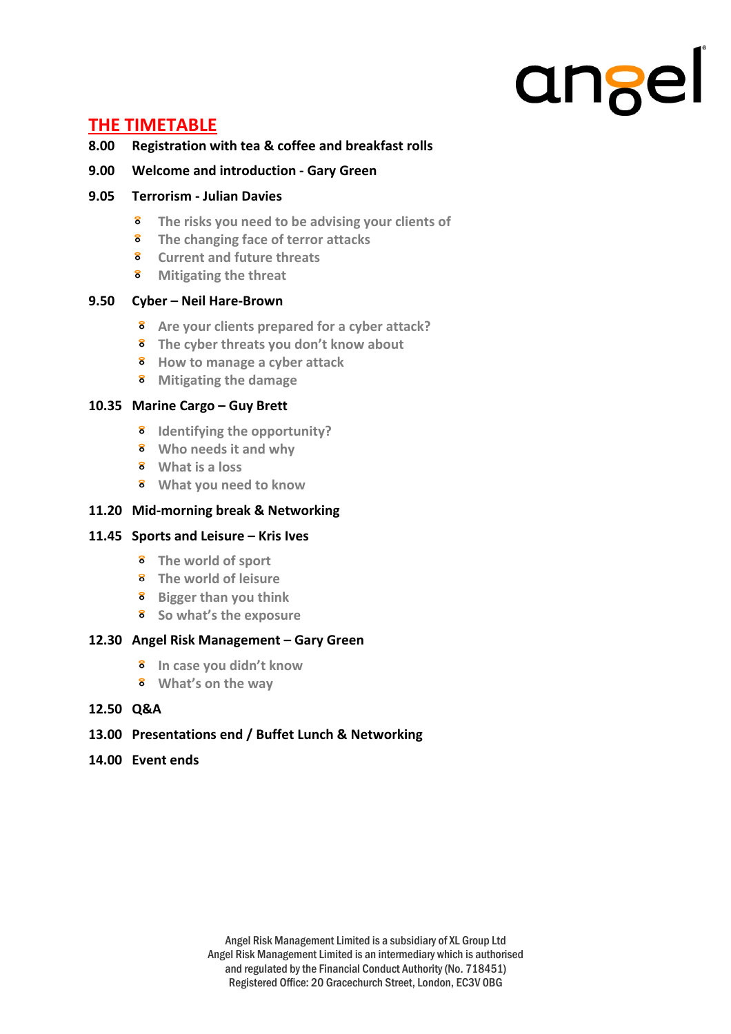angel

## THE TIMETABLE

**8.00 Registration with tea & coffee and breakfast rolls**

**9.00 Welcome and introduction - Gary Green**

**9.05 Terrorism - Julian Davies**

- The risks you need to be advising your clients of
- The changing face of terror attacks
- Current and future threats
- Mitigating the threat

**9.50 Cyber – Neil Hare-Brown**

- Are your clients prepared for a cyber attack?
- The cyber threats you don't know about
- How to manage a cyber attack
- Mitigating the damage

**10.35 Marine Cargo – Guy Brett**

- Identifying the opportunity?
- Who needs it and why
- What is a loss
- What you need to know

**11.20 Mid-morning break & Networking**

**11.45 Sports and Leisure – Kris Ives**

- The world of sport
- The world of leisure
- Bigger than you think
- So what's the exposure

**12.30 Angel Risk Management – Gary Green**

- In case you didn't know
- What's on the way

**12.50 Q&A**

**13.00 Presentations end / Buffet Lunch & Networking**

**14.00 Event ends**

Angel Risk Management Limited is a subsidiary of XL Group Ltd
Angel Risk Management Limited is an intermediary which is authorised and regulated by the Financial Conduct Authority (No. 718451)
Registered Office: 20 Gracechurch Street, London, EC3V 0BG